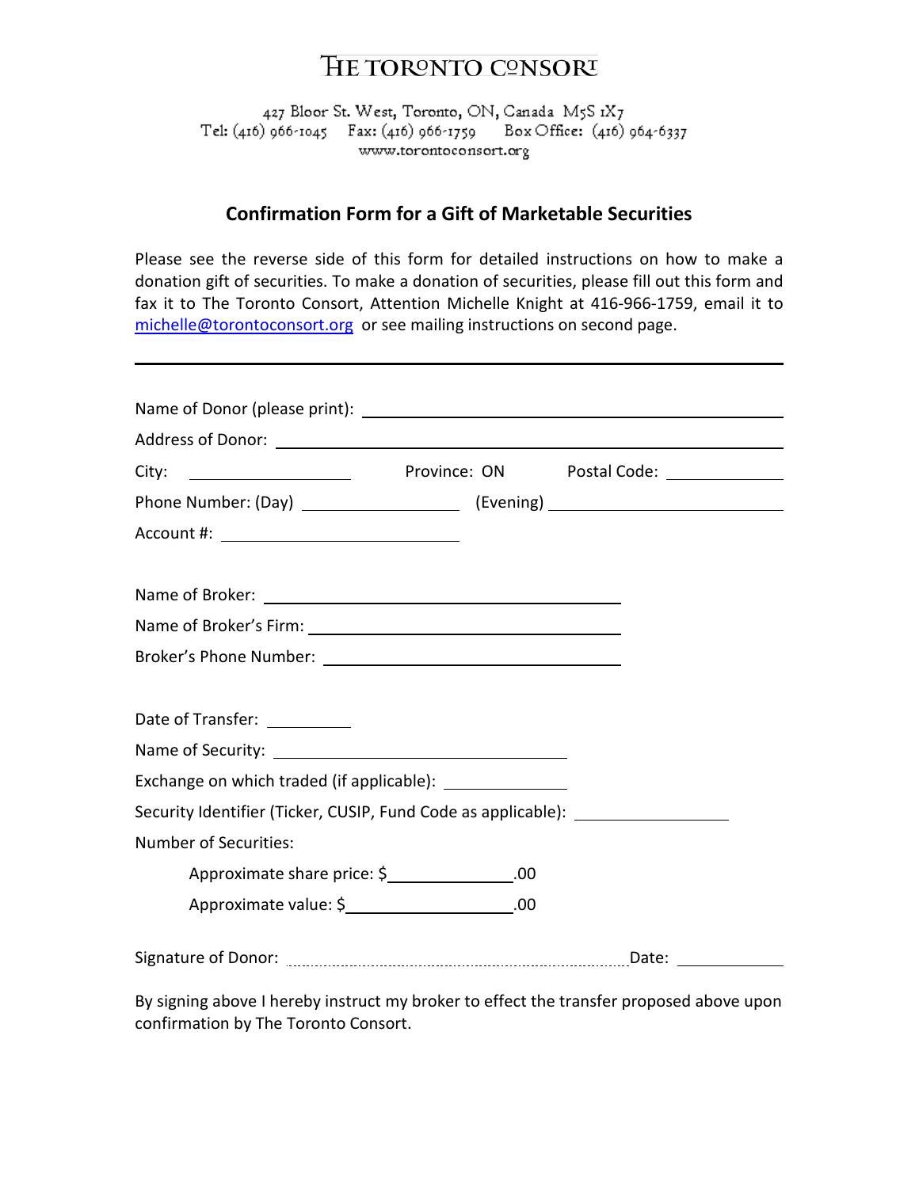# The Toronto Consort

427 Bloor St. West, Toronto, ON, Canada M5S 1X7
Tel: (416) 966-1045 Fax: (416) 966-1759 Box Office: (416) 964-6337
www.torontoconsort.org

## Confirmation Form for a Gift of Marketable Securities

Please see the reverse side of this form for detailed instructions on how to make a donation gift of securities. To make a donation of securities, please fill out this form and fax it to The Toronto Consort, Attention Michelle Knight at 416-966-1759, email it to michelle@torontoconsort.org or see mailing instructions on second page.

---

Name of Donor (please print): ______________________________

Address of Donor: ______________________________

City: ______________ Province: ON Postal Code: ______________

Phone Number: (Day) ______________ (Evening) ______________

Account #: ______________________________

Name of Broker: ______________________________

Name of Broker's Firm: ______________________________

Broker's Phone Number: ______________________________

Date of Transfer: __________

Name of Security: ______________________________

Exchange on which traded (if applicable): ______________

Security Identifier (Ticker, CUSIP, Fund Code as applicable): ______________

Number of Securities:

Approximate share price: $______________.00

Approximate value: $______________.00

Signature of Donor: ______________________________ Date: ______________

By signing above I hereby instruct my broker to effect the transfer proposed above upon confirmation by The Toronto Consort.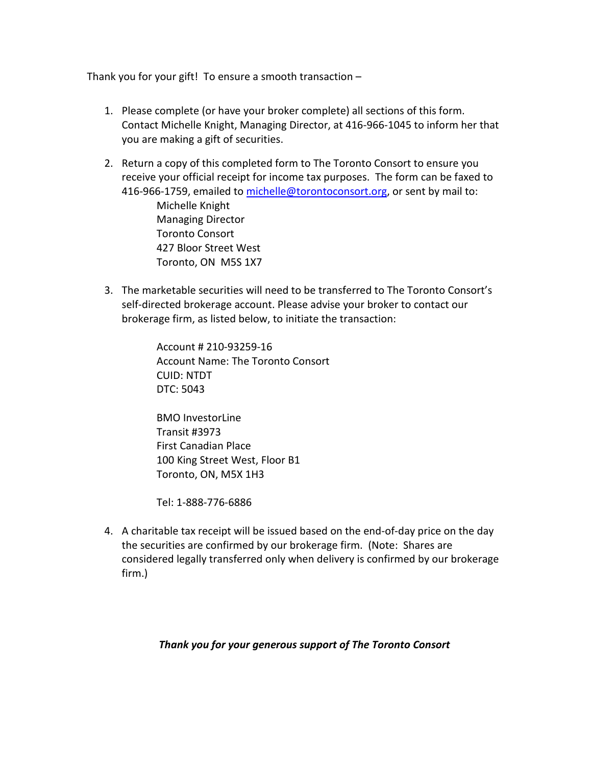Thank you for your gift! To ensure a smooth transaction –

1. Please complete (or have your broker complete) all sections of this form. Contact Michelle Knight, Managing Director, at 416-966-1045 to inform her that you are making a gift of securities.

2. Return a copy of this completed form to The Toronto Consort to ensure you receive your official receipt for income tax purposes. The form can be faxed to 416-966-1759, emailed to michelle@torontoconsort.org, or sent by mail to:

   Michelle Knight
   Managing Director
   Toronto Consort
   427 Bloor Street West
   Toronto, ON M5S 1X7

3. The marketable securities will need to be transferred to The Toronto Consort's self-directed brokerage account. Please advise your broker to contact our brokerage firm, as listed below, to initiate the transaction:

   Account # 210-93259-16
   Account Name: The Toronto Consort
   CUID: NTDT
   DTC: 5043

   BMO InvestorLine
   Transit #3973
   First Canadian Place
   100 King Street West, Floor B1
   Toronto, ON, M5X 1H3

   Tel: 1-888-776-6886

4. A charitable tax receipt will be issued based on the end-of-day price on the day the securities are confirmed by our brokerage firm. (Note: Shares are considered legally transferred only when delivery is confirmed by our brokerage firm.)

***Thank you for your generous support of The Toronto Consort***